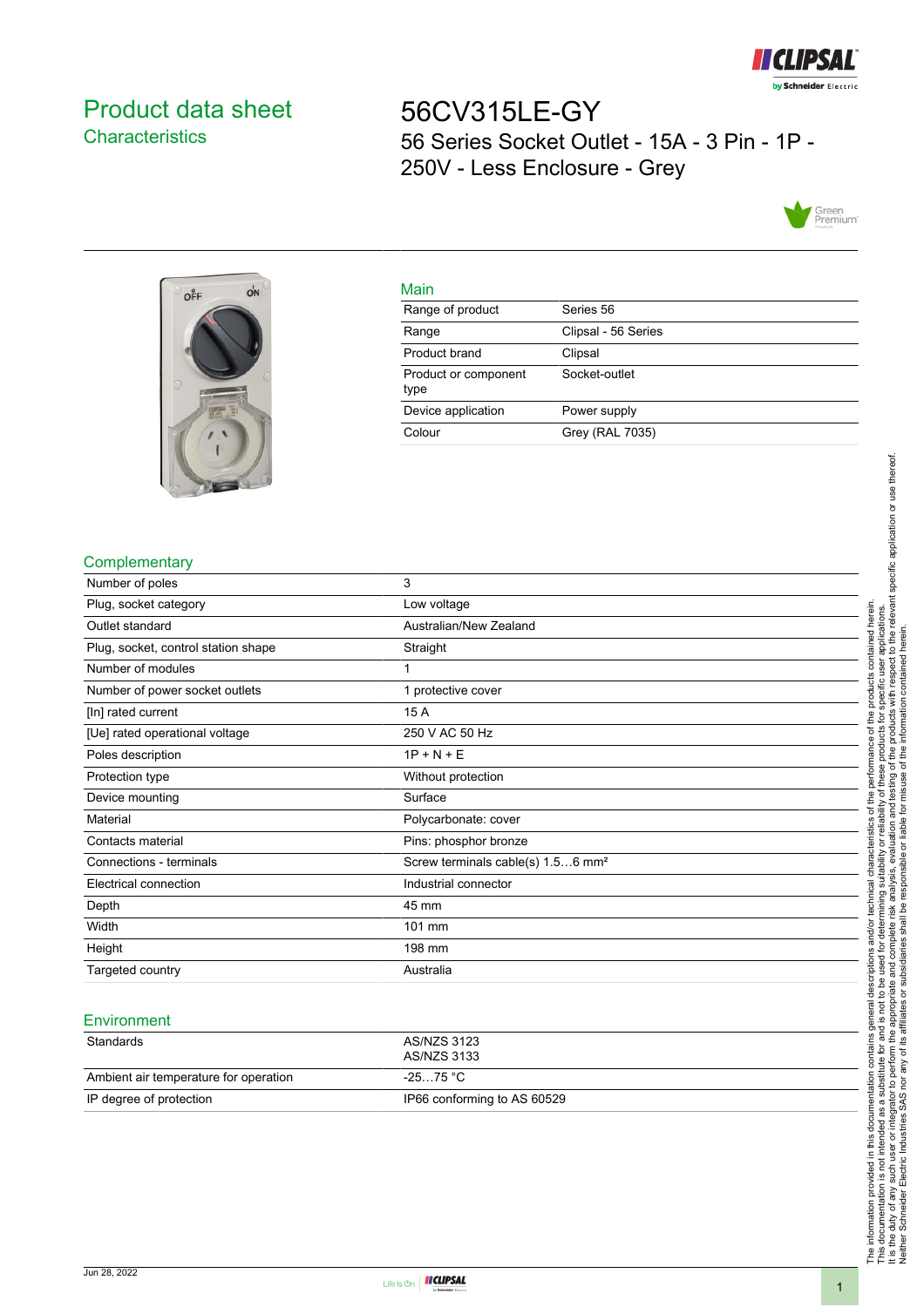# Product data sheet

## Characteristics

# 56CV315LE-GY

56 Series Socket Outlet - 15A - 3 Pin - 1P - 250V - Less Enclosure - Grey

## Main

| | |
|---|---|
| Range of product | Series 56 |
| Range | Clipsal - 56 Series |
| Product brand | Clipsal |
| Product or component type | Socket-outlet |
| Device application | Power supply |
| Colour | Grey (RAL 7035) |

## Complementary

| | |
|---|---|
| Number of poles | 3 |
| Plug, socket category | Low voltage |
| Outlet standard | Australian/New Zealand |
| Plug, socket, control station shape | Straight |
| Number of modules | 1 |
| Number of power socket outlets | 1 protective cover |
| [In] rated current | 15 A |
| [Ue] rated operational voltage | 250 V AC 50 Hz |
| Poles description | 1P + N + E |
| Protection type | Without protection |
| Device mounting | Surface |
| Material | Polycarbonate: cover |
| Contacts material | Pins: phosphor bronze |
| Connections - terminals | Screw terminals cable(s) 1.5…6 mm² |
| Electrical connection | Industrial connector |
| Depth | 45 mm |
| Width | 101 mm |
| Height | 198 mm |
| Targeted country | Australia |

## Environment

| | |
|---|---|
| Standards | AS/NZS 3123<br>AS/NZS 3133 |
| Ambient air temperature for operation | -25…75 °C |
| IP degree of protection | IP66 conforming to AS 60529 |

The information provided in this documentation contains general descriptions and/or technical characteristics of the performance of the products contained herein. This documentation is not intended as a substitute for and is not to be used for determining suitability or reliability of these products for specific user applications. It is the duty of any such user or integrator to perform the appropriate and complete risk analysis, evaluation and testing of the products with respect to the relevant specific application or use thereof. Neither Schneider Electric Industries SAS nor any of its affiliates or subsidiaries shall be responsible or liable for misuse of the information contained herein.

Jun 28, 2022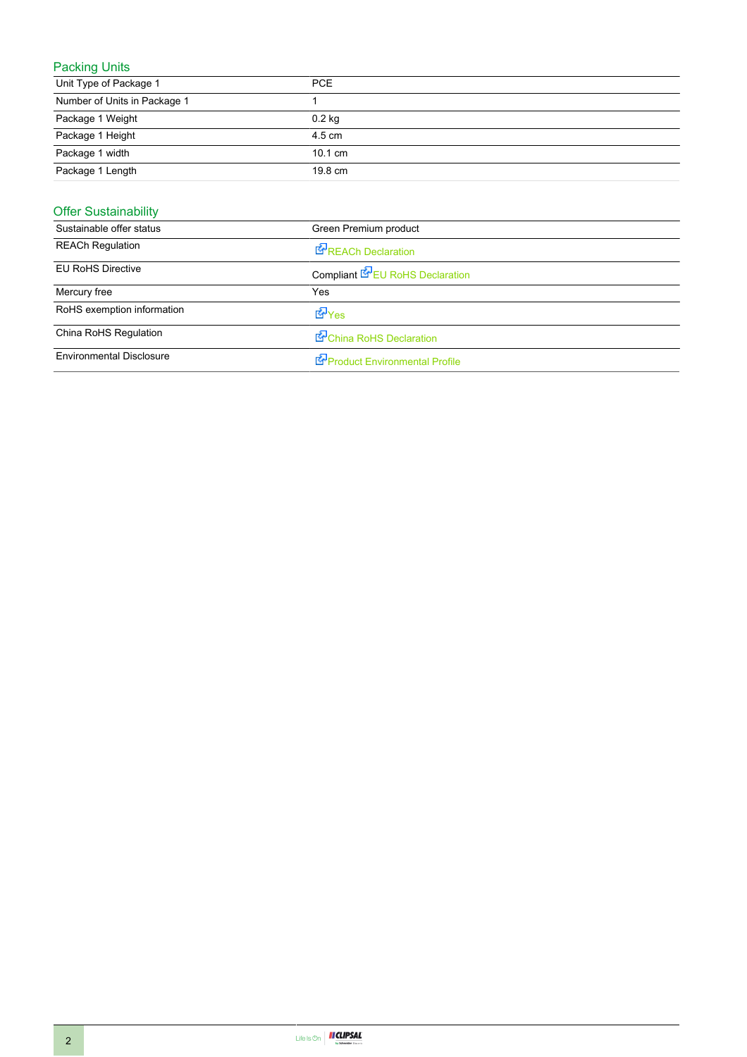## Packing Units

| | |
|---|---|
| Unit Type of Package 1 | PCE |
| Number of Units in Package 1 | 1 |
| Package 1 Weight | 0.2 kg |
| Package 1 Height | 4.5 cm |
| Package 1 width | 10.1 cm |
| Package 1 Length | 19.8 cm |

## Offer Sustainability

| | |
|---|---|
| Sustainable offer status | Green Premium product |
| REACh Regulation | REACh Declaration |
| EU RoHS Directive | Compliant EU RoHS Declaration |
| Mercury free | Yes |
| RoHS exemption information | Yes |
| China RoHS Regulation | China RoHS Declaration |
| Environmental Disclosure | Product Environmental Profile |